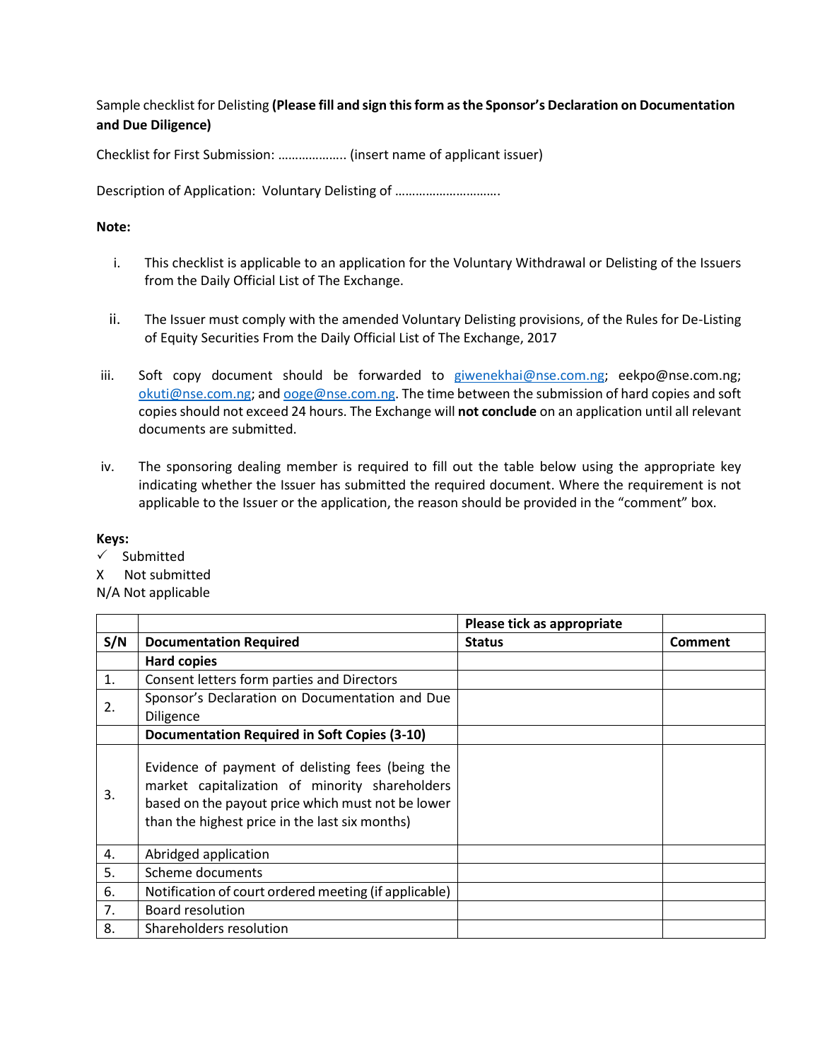Sample checklist for Delisting **(Please fill and sign this form as the Sponsor's Declaration on Documentation and Due Diligence)**

Checklist for First Submission: ……………….. (insert name of applicant issuer)

Description of Application: Voluntary Delisting of ………………………….

**Note:**

i. This checklist is applicable to an application for the Voluntary Withdrawal or Delisting of the Issuers from the Daily Official List of The Exchange.

ii. The Issuer must comply with the amended Voluntary Delisting provisions, of the Rules for De-Listing of Equity Securities From the Daily Official List of The Exchange, 2017

iii. Soft copy document should be forwarded to giwenekhai@nse.com.ng; eekpo@nse.com.ng; okuti@nse.com.ng; and ooge@nse.com.ng. The time between the submission of hard copies and soft copies should not exceed 24 hours. The Exchange will **not conclude** on an application until all relevant documents are submitted.

iv. The sponsoring dealing member is required to fill out the table below using the appropriate key indicating whether the Issuer has submitted the required document. Where the requirement is not applicable to the Issuer or the application, the reason should be provided in the "comment" box.

**Keys:**
✓ Submitted
X Not submitted
N/A Not applicable

| | | **Please tick as appropriate** | |
|---|---|---|---|
| **S/N** | **Documentation Required** | **Status** | **Comment** |
| | **Hard copies** | | |
| 1. | Consent letters form parties and Directors | | |
| 2. | Sponsor's Declaration on Documentation and Due Diligence | | |
| | **Documentation Required in Soft Copies (3-10)** | | |
| 3. | Evidence of payment of delisting fees (being the market capitalization of minority shareholders based on the payout price which must not be lower than the highest price in the last six months) | | |
| 4. | Abridged application | | |
| 5. | Scheme documents | | |
| 6. | Notification of court ordered meeting (if applicable) | | |
| 7. | Board resolution | | |
| 8. | Shareholders resolution | | |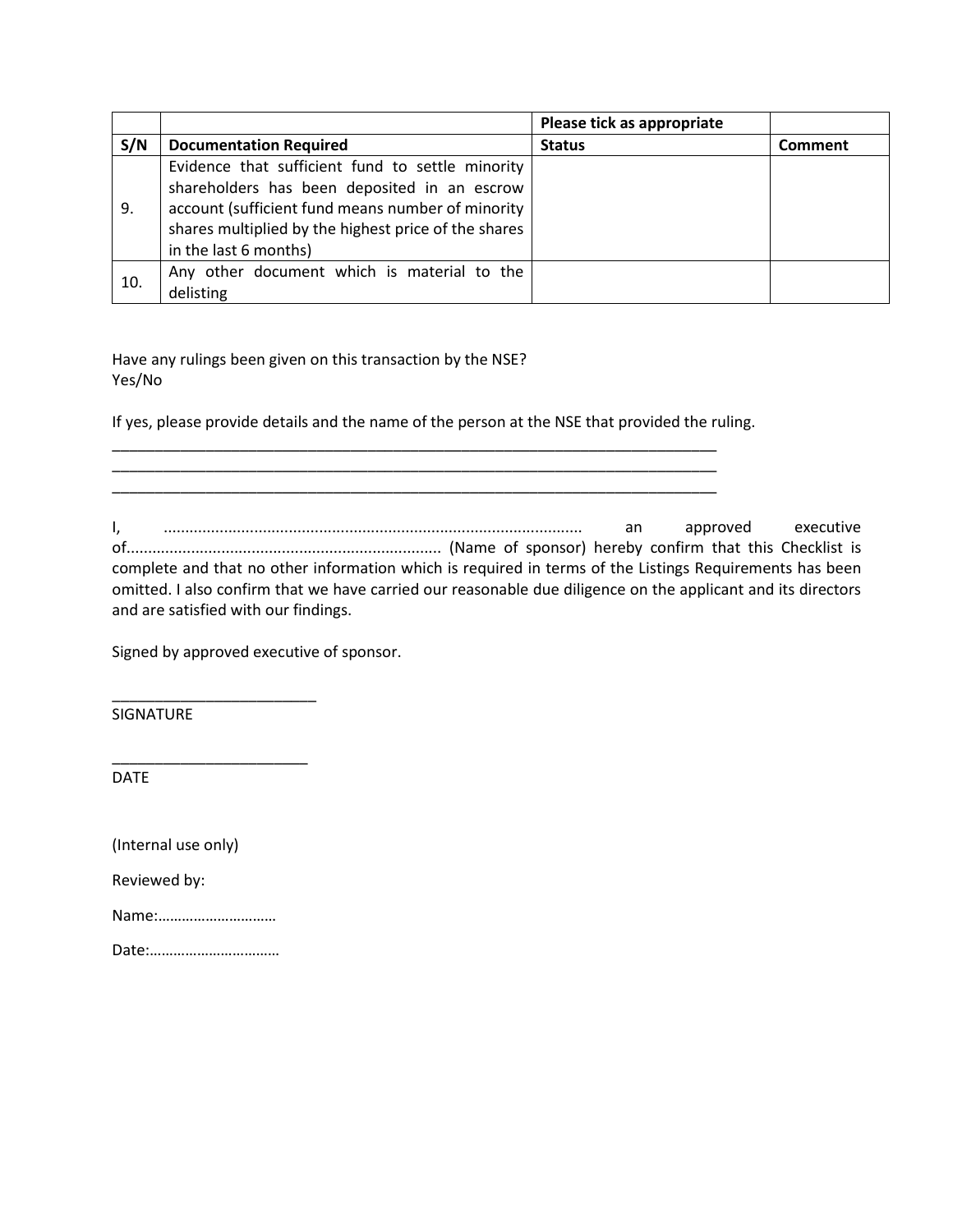| | | Please tick as appropriate | |
|---|---|---|---|
| **S/N** | **Documentation Required** | **Status** | **Comment** |
| 9. | Evidence that sufficient fund to settle minority shareholders has been deposited in an escrow account (sufficient fund means number of minority shares multiplied by the highest price of the shares in the last 6 months) | | |
| 10. | Any other document which is material to the delisting | | |

Have any rulings been given on this transaction by the NSE?
Yes/No

If yes, please provide details and the name of the person at the NSE that provided the ruling.

_____________________________________________________________________________
_____________________________________________________________________________
_____________________________________________________________________________

I, ................................................................................................ an approved executive of........................................................................ (Name of sponsor) hereby confirm that this Checklist is complete and that no other information which is required in terms of the Listings Requirements has been omitted. I also confirm that we have carried our reasonable due diligence on the applicant and its directors and are satisfied with our findings.

Signed by approved executive of sponsor.

_________________________
SIGNATURE

________________________
DATE

(Internal use only)

Reviewed by:

Name:…………………………

Date:……………………………